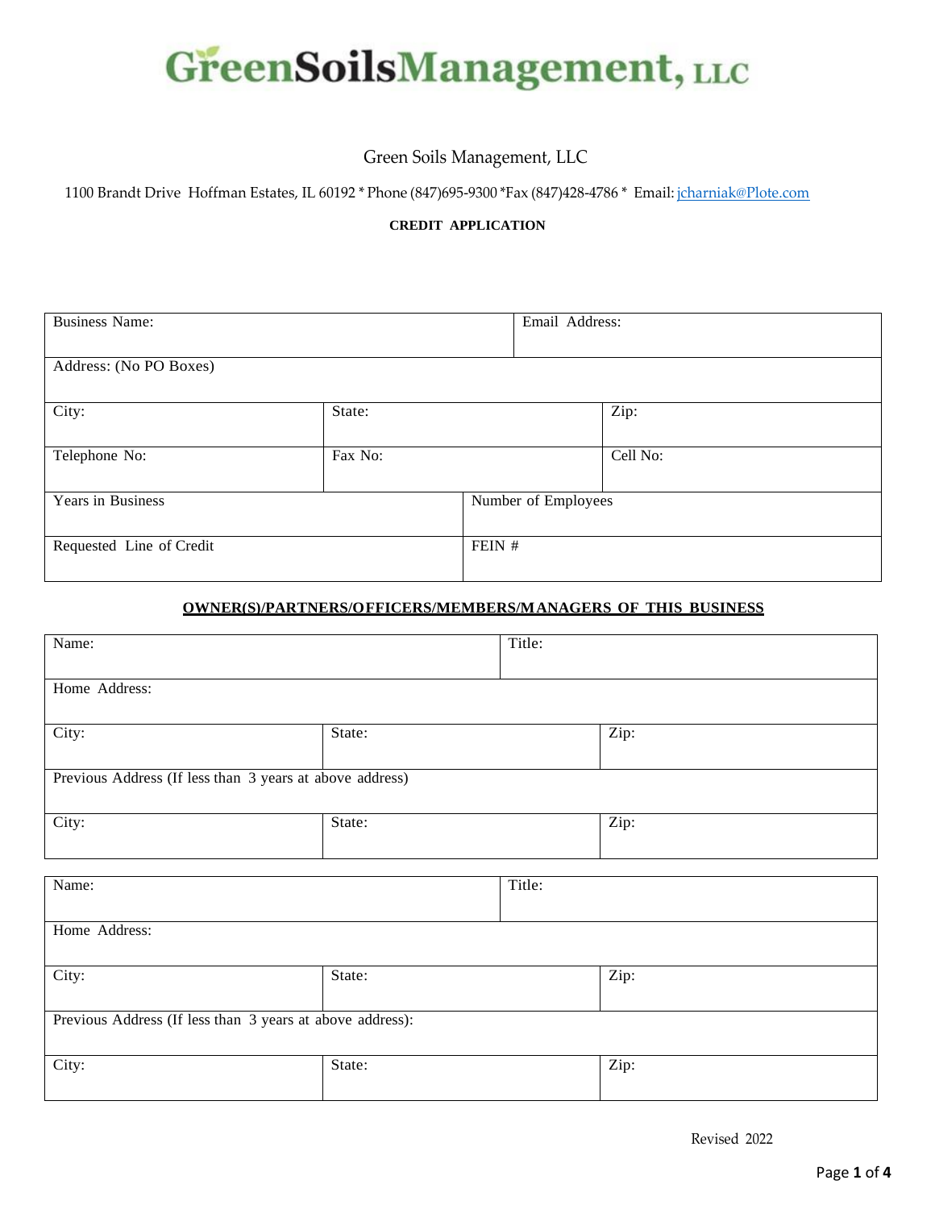# GreenSoilsManagement, LLC

Green Soils Management, LLC

1100 Brandt Drive Hoffman Estates, IL 60192 * Phone (847)695-9300 *Fax (847)428-4786 * Email: jcharniak@Plote.com

**CREDIT APPLICATION**

| Business Name: | | Email Address: |
|---|---|---|
| Address: (No PO Boxes) | | |
| City: | State: | Zip: |
| Telephone No: | Fax No: | Cell No: |
| Years in Business | Number of Employees | |
| Requested Line of Credit | FEIN # | |

**OWNER(S)/PARTNERS/OFFICERS/MEMBERS/MANAGERS OF THIS BUSINESS**

| Name: | | Title: |
|---|---|---|
| Home Address: | | |
| City: | State: | Zip: |
| Previous Address (If less than 3 years at above address) | | |
| City: | State: | Zip: |

| Name: | | Title: |
|---|---|---|
| Home Address: | | |
| City: | State: | Zip: |
| Previous Address (If less than 3 years at above address): | | |
| City: | State: | Zip: |

Revised 2022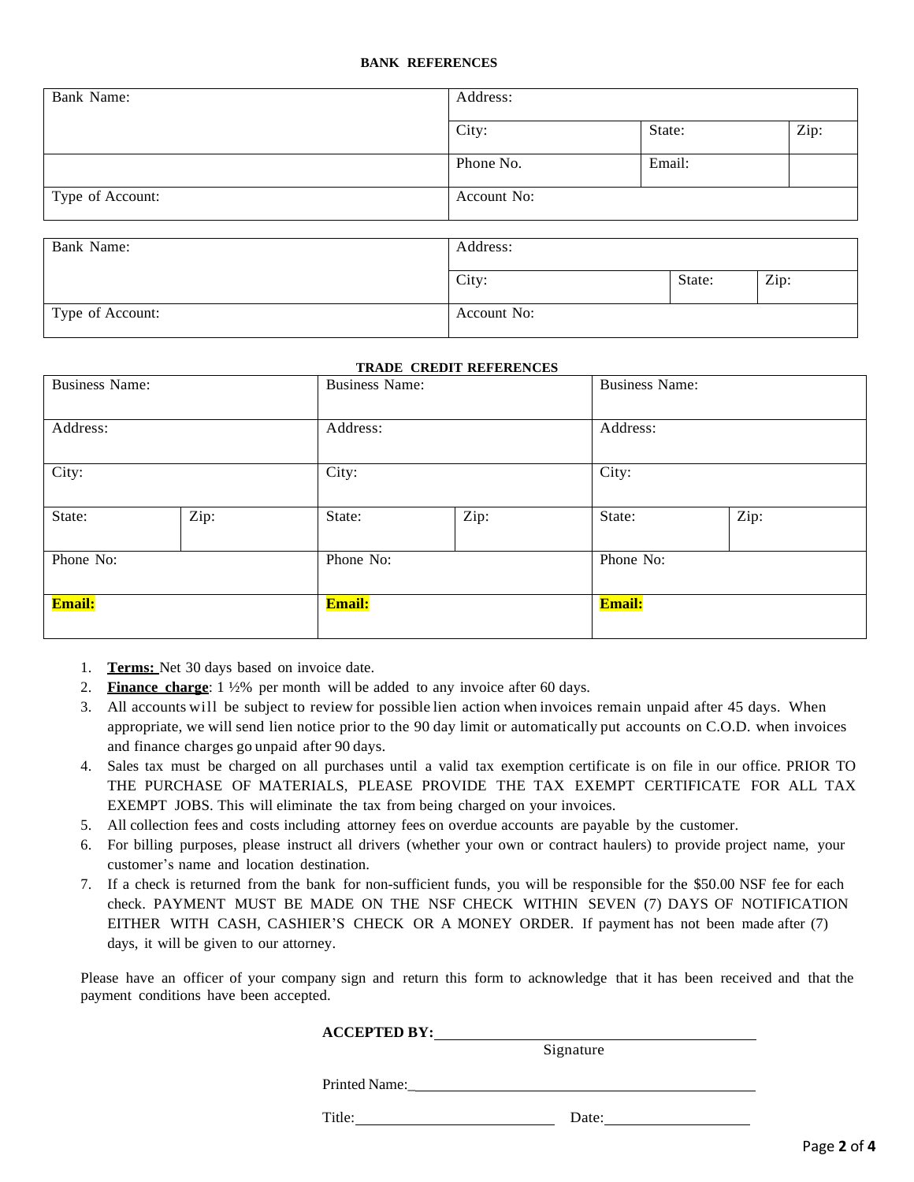### BANK REFERENCES

| Bank Name: | Address: | | |
|---|---|---|---|
| | City: | State: | Zip: |
| | Phone No. | Email: | |
| Type of Account: | Account No: | | |

| Bank Name: | Address: | | |
|---|---|---|---|
| | City: | State: | Zip: |
| Type of Account: | Account No: | | |

### TRADE CREDIT REFERENCES

| Business Name: | | Business Name: | | Business Name: | |
|---|---|---|---|---|---|
| Address: | | Address: | | Address: | |
| City: | | City: | | City: | |
| State: | Zip: | State: | Zip: | State: | Zip: |
| Phone No: | | Phone No: | | Phone No: | |
| **Email:** | | **Email:** | | **Email:** | |

1. **Terms:** Net 30 days based on invoice date.
2. **Finance charge**: 1 ½% per month will be added to any invoice after 60 days.
3. All accounts will be subject to review for possible lien action when invoices remain unpaid after 45 days. When appropriate, we will send lien notice prior to the 90 day limit or automatically put accounts on C.O.D. when invoices and finance charges go unpaid after 90 days.
4. Sales tax must be charged on all purchases until a valid tax exemption certificate is on file in our office. PRIOR TO THE PURCHASE OF MATERIALS, PLEASE PROVIDE THE TAX EXEMPT CERTIFICATE FOR ALL TAX EXEMPT JOBS. This will eliminate the tax from being charged on your invoices.
5. All collection fees and costs including attorney fees on overdue accounts are payable by the customer.
6. For billing purposes, please instruct all drivers (whether your own or contract haulers) to provide project name, your customer's name and location destination.
7. If a check is returned from the bank for non-sufficient funds, you will be responsible for the $50.00 NSF fee for each check. PAYMENT MUST BE MADE ON THE NSF CHECK WITHIN SEVEN (7) DAYS OF NOTIFICATION EITHER WITH CASH, CASHIER'S CHECK OR A MONEY ORDER. If payment has not been made after (7) days, it will be given to our attorney.

Please have an officer of your company sign and return this form to acknowledge that it has been received and that the payment conditions have been accepted.

**ACCEPTED BY:** ______________________________________
Signature

Printed Name: ______________________________________

Title: ________________________ Date: __________________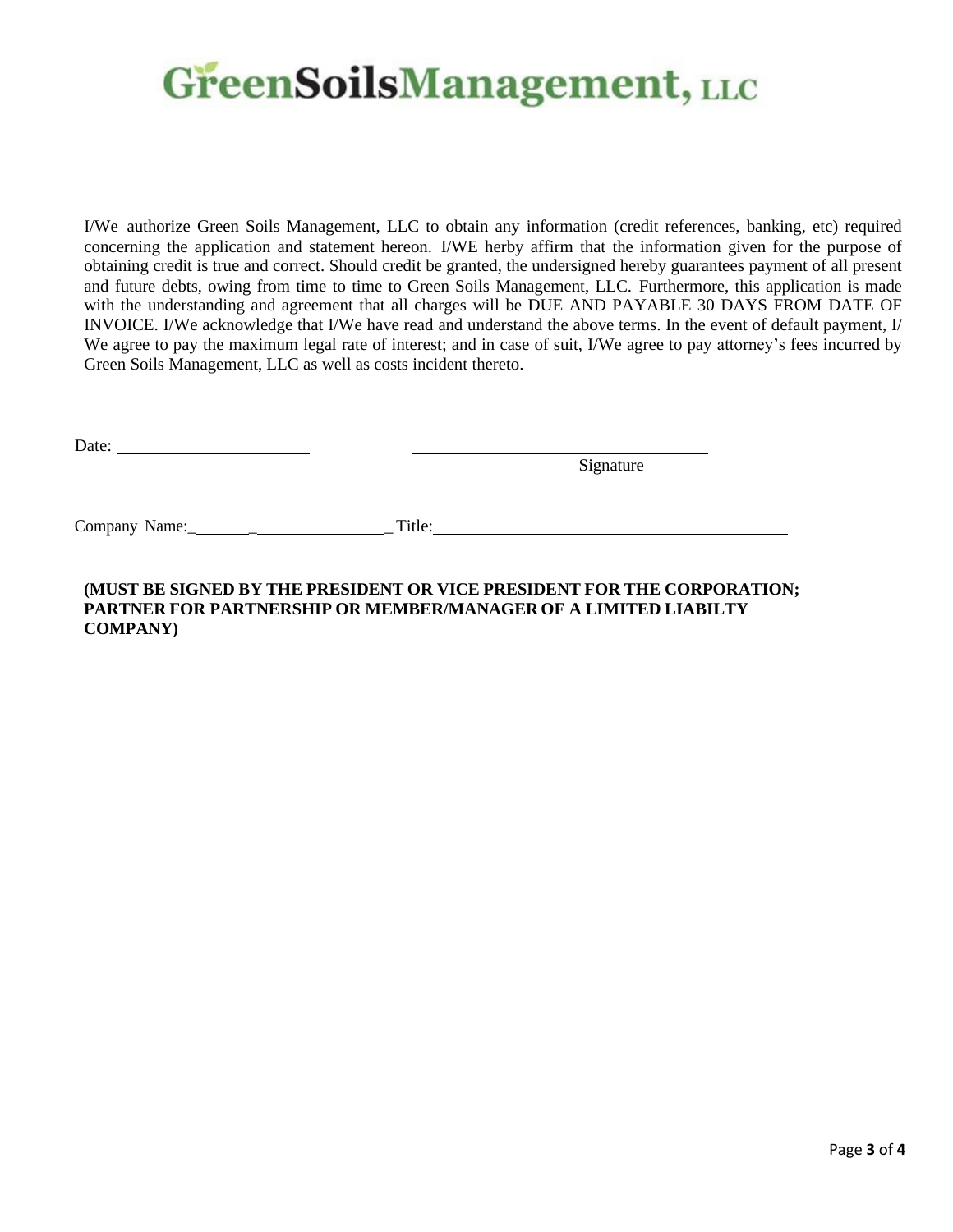# GreenSoilsManagement, LLC

I/We authorize Green Soils Management, LLC to obtain any information (credit references, banking, etc) required concerning the application and statement hereon. I/WE herby affirm that the information given for the purpose of obtaining credit is true and correct. Should credit be granted, the undersigned hereby guarantees payment of all present and future debts, owing from time to time to Green Soils Management, LLC. Furthermore, this application is made with the understanding and agreement that all charges will be DUE AND PAYABLE 30 DAYS FROM DATE OF INVOICE. I/We acknowledge that I/We have read and understand the above terms. In the event of default payment, I/We agree to pay the maximum legal rate of interest; and in case of suit, I/We agree to pay attorney's fees incurred by Green Soils Management, LLC as well as costs incident thereto.

Date: ______________________ ______________________________
Signature

Company Name: ______________________ Title: ______________________________

**(MUST BE SIGNED BY THE PRESIDENT OR VICE PRESIDENT FOR THE CORPORATION; PARTNER FOR PARTNERSHIP OR MEMBER/MANAGER OF A LIMITED LIABILTY COMPANY)**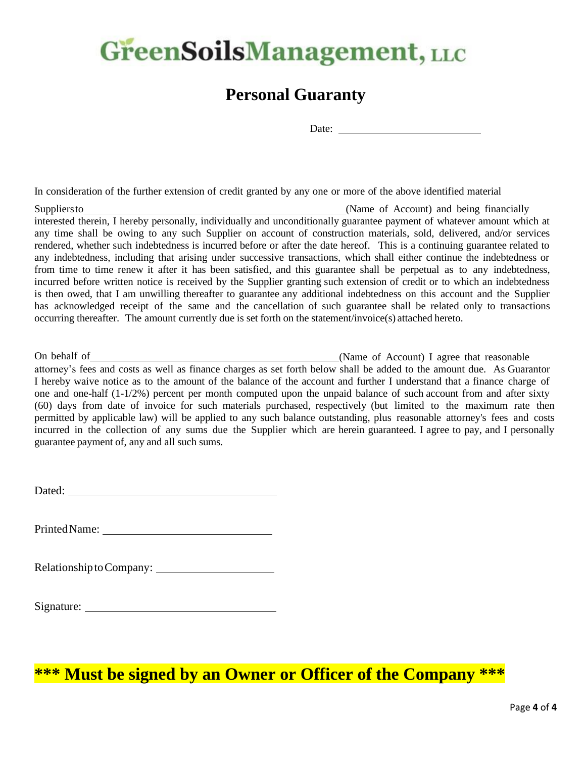# GreenSoilsManagement, LLC

## Personal Guaranty

Date: ____________________________

In consideration of the further extension of credit granted by any one or more of the above identified material Suppliers to ______________________________________________(Name of Account) and being financially interested therein, I hereby personally, individually and unconditionally guarantee payment of whatever amount which at any time shall be owing to any such Supplier on account of construction materials, sold, delivered, and/or services rendered, whether such indebtedness is incurred before or after the date hereof. This is a continuing guarantee related to any indebtedness, including that arising under successive transactions, which shall either continue the indebtedness or from time to time renew it after it has been satisfied, and this guarantee shall be perpetual as to any indebtedness, incurred before written notice is received by the Supplier granting such extension of credit or to which an indebtedness is then owed, that I am unwilling thereafter to guarantee any additional indebtedness on this account and the Supplier has acknowledged receipt of the same and the cancellation of such guarantee shall be related only to transactions occurring thereafter. The amount currently due is set forth on the statement/invoice(s) attached hereto.

On behalf of______________________________________________(Name of Account) I agree that reasonable attorney's fees and costs as well as finance charges as set forth below shall be added to the amount due. As Guarantor I hereby waive notice as to the amount of the balance of the account and further I understand that a finance charge of one and one-half (1-1/2%) percent per month computed upon the unpaid balance of such account from and after sixty (60) days from date of invoice for such materials purchased, respectively (but limited to the maximum rate then permitted by applicable law) will be applied to any such balance outstanding, plus reasonable attorney's fees and costs incurred in the collection of any sums due the Supplier which are herein guaranteed. I agree to pay, and I personally guarantee payment of, any and all such sums.

Dated: ____________________________________

Printed Name: ______________________________

Relationship to Company: _____________________

Signature: __________________________________

**\*\*\* Must be signed by an Owner or Officer of the Company \*\*\***